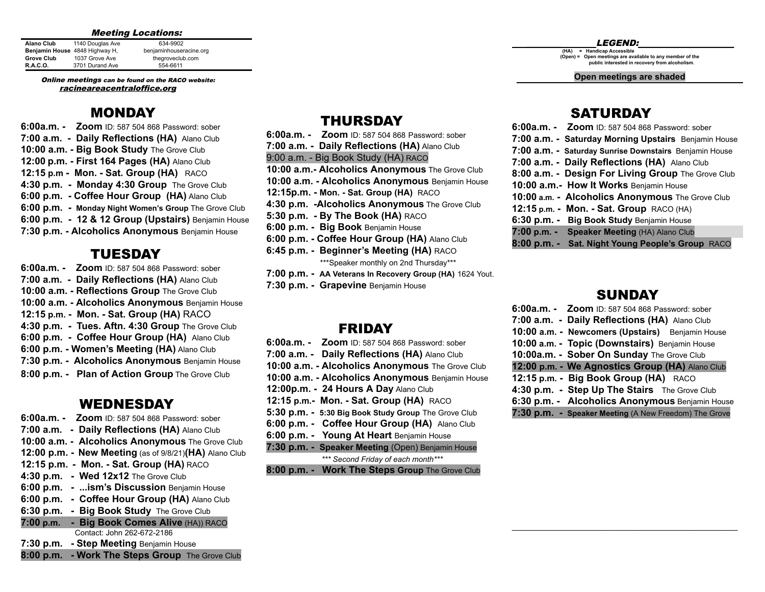### *Meeting Locations:*

| | | |
|---|---|---|
| **Alano Club** | 1140 Douglas Ave | 634-9902 |
| **Benjamin House** | 4848 Highway H, | benjaminhouseracine.org |
| **Grove Club** | 1037 Grove Ave | thegroveclub.com |
| **R.A.C.O.** | 3701 Durand Ave | 554-6611 |

***Online meetings** can be found on the RACO website:*
***racineareacentraloffice.org***

## MONDAY

**6:00a.m. - Zoom** ID: 587 504 868 Password: sober
**7:00 a.m. - Daily Reflections (HA)** Alano Club
**10:00 a.m. - Big Book Study** The Grove Club
**12:00 p.m. - First 164 Pages (HA)** Alano Club
**12:15 p.m - Mon. - Sat. Group (HA)** RACO
**4:30 p.m. - Monday 4:30 Group** The Grove Club
**6:00 p.m. - Coffee Hour Group (HA)** Alano Club
**6:00 p.m. - Monday Night Women's Group** The Grove Club
**6:00 p.m. - 12 & 12 Group (Upstairs)** Benjamin House
**7:30 p.m. - Alcoholics Anonymous** Benjamin House

## TUESDAY

**6:00a.m. - Zoom** ID: 587 504 868 Password: sober
**7:00 a.m. - Daily Reflections (HA)** Alano Club
**10:00 a.m. - Reflections Group** The Grove Club
**10:00 a.m. - Alcoholics Anonymous** Benjamin House
**12:15 p.m. - Mon. - Sat. Group (HA)** RACO
**4:30 p.m. - Tues. Aftn. 4:30 Group** The Grove Club
**6:00 p.m. - Coffee Hour Group (HA)** Alano Club
**6:00 p.m. - Women's Meeting (HA)** Alano Club
**7:30 p.m. - Alcoholics Anonymous** Benjamin House
**8:00 p.m. - Plan of Action Group** The Grove Club

## WEDNESDAY

**6:00a.m. - Zoom** ID: 587 504 868 Password: sober
**7:00 a.m. - Daily Reflections (HA)** Alano Club
**10:00 a.m. - Alcoholics Anonymous** The Grove Club
**12:00 p.m. - New Meeting** (as of 9/8/21)**(HA)** Alano Club
**12:15 p.m. - Mon. - Sat. Group (HA)** RACO
**4:30 p.m. - Wed 12x12** The Grove Club
**6:00 p.m. - ...ism's Discussion** Benjamin House
**6:00 p.m. - Coffee Hour Group (HA)** Alano Club
**6:30 p.m. - Big Book Study** The Grove Club
**7:00 p.m. - Big Book Comes Alive** (HA)) RACO
Contact: John 262-672-2186
**7:30 p.m. - Step Meeting** Benjamin House
**8:00 p.m. - Work The Steps Group** The Grove Club

## THURSDAY

**6:00a.m. - Zoom** ID: 587 504 868 Password: sober
**7:00 a.m. - Daily Reflections (HA)** Alano Club
9:00 a.m. - Big Book Study (HA) RACO
**10:00 a.m.- Alcoholics Anonymous** The Grove Club
**10:00 a.m. - Alcoholics Anonymous** Benjamin House
**12:15p.m. - Mon. - Sat. Group (HA)** RACO
**4:30 p.m. -Alcoholics Anonymous** The Grove Club
**5:30 p.m. - By The Book (HA)** RACO
**6:00 p.m. - Big Book** Benjamin House
**6:00 p.m. - Coffee Hour Group (HA)** Alano Club
**6:45 p.m. - Beginner's Meeting (HA)** RACO
\*\*\*Speaker monthly on 2nd Thursday\*\*\*
**7:00 p.m. - AA Veterans In Recovery Group (HA)** 1624 Yout.
**7:30 p.m. - Grapevine** Benjamin House

## FRIDAY

**6:00a.m. - Zoom** ID: 587 504 868 Password: sober
**7:00 a.m. - Daily Reflections (HA)** Alano Club
**10:00 a.m. - Alcoholics Anonymous** The Grove Club
**10:00 a.m. - Alcoholics Anonymous** Benjamin House
**12:00p.m. - 24 Hours A Day** Alano Club
**12:15 p.m.- Mon. - Sat. Group (HA)** RACO
**5:30 p.m. - 5:30 Big Book Study Group** The Grove Club
**6:00 p.m. - Coffee Hour Group (HA)** Alano Club
**6:00 p.m. - Young At Heart** Benjamin House
**7:30 p.m. - Speaker Meeting** (Open) Benjamin House
*\*\*\* Second Friday of each month\*\*\**
**8:00 p.m. - Work The Steps Group** The Grove Club

### *LEGEND:*

**(HA) = Handicap Accessible**
**(Open) = Open meetings are available to any member of the public interested in recovery from alcoholism**.

**Open meetings are shaded**

## SATURDAY

**6:00a.m. - Zoom** ID: 587 504 868 Password: sober
**7:00 a.m. - Saturday Morning Upstairs** Benjamin House
**7:00 a.m. - Saturday Sunrise Downstairs** Benjamin House
**7:00 a.m. - Daily Reflections (HA)** Alano Club
**8:00 a.m. - Design For Living Group** The Grove Club
**10:00 a.m.- How It Works** Benjamin House
**10:00 a.m. - Alcoholics Anonymous** The Grove Club
**12:15 p.m. - Mon. - Sat. Group** RACO (HA)
**6:30 p.m. - Big Book Study** Benjamin House
**7:00 p.m. - Speaker Meeting** (HA) Alano Club
**8:00 p.m. - Sat. Night Young People's Group** RACO

## SUNDAY

**6:00a.m. - Zoom** ID: 587 504 868 Password: sober
**7:00 a.m. - Daily Reflections (HA)** Alano Club
**10:00 a.m. - Newcomers (Upstairs)** Benjamin House
**10:00 a.m. - Topic (Downstairs)** Benjamin House
**10:00a.m. - Sober On Sunday** The Grove Club
**12:00 p.m. - We Agnostics Group (HA)** Alano Club
**12:15 p.m. - Big Book Group (HA)** RACO
**4:30 p.m. - Step Up The Stairs** The Grove Club
**6:30 p.m. - Alcoholics Anonymous** Benjamin House
**7:30 p.m. - Speaker Meeting** (A New Freedom) The Grove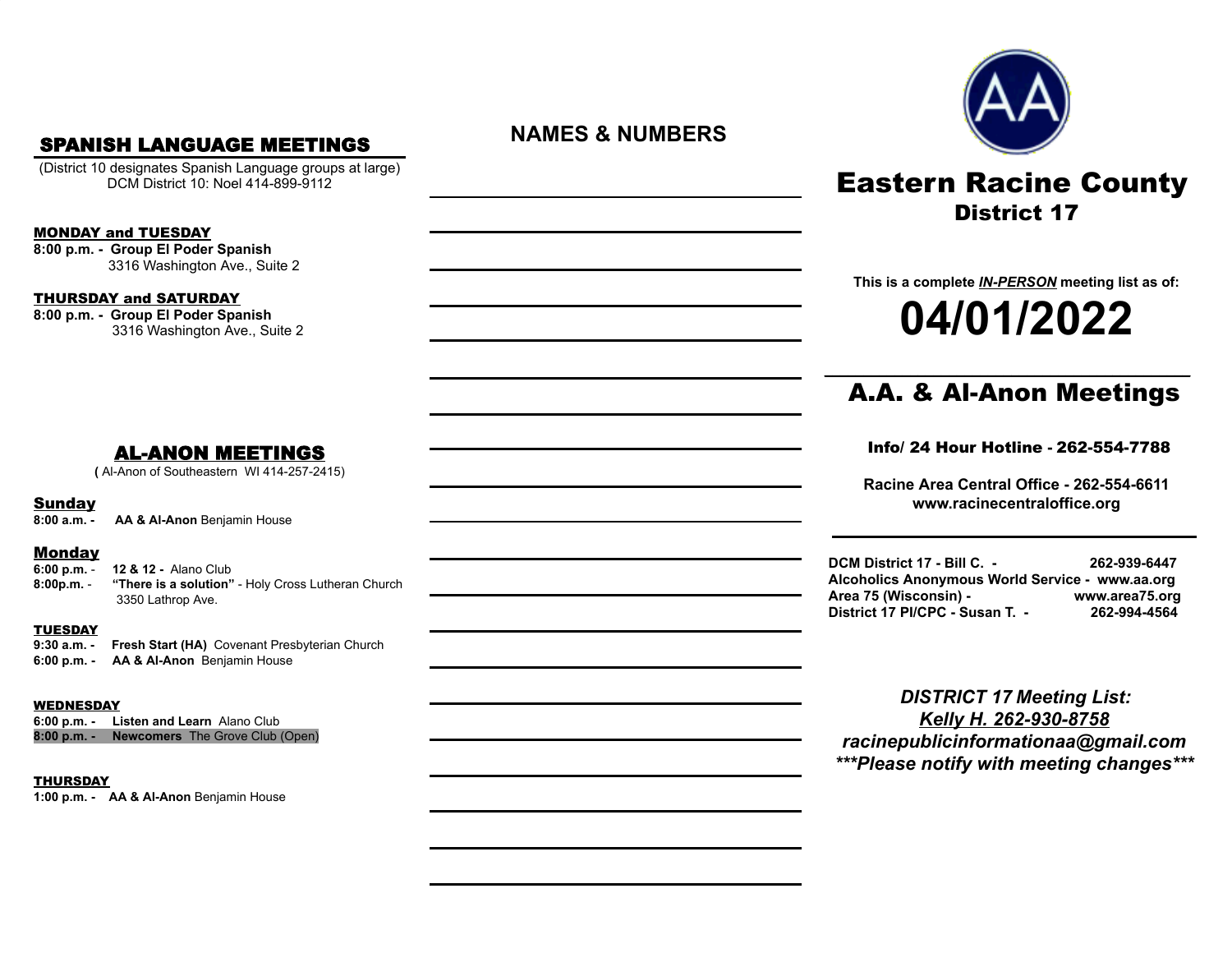## SPANISH LANGUAGE MEETINGS

(District 10 designates Spanish Language groups at large)
DCM District 10: Noel 414-899-9112

**MONDAY and TUESDAY**

**8:00 p.m. - Group El Poder Spanish**
3316 Washington Ave., Suite 2

**THURSDAY and SATURDAY**

**8:00 p.m. - Group El Poder Spanish**
3316 Washington Ave., Suite 2

## AL-ANON MEETINGS

**(** Al-Anon of Southeastern WI 414-257-2415)

**Sunday**

**8:00 a.m. - AA & Al-Anon** Benjamin House

**Monday**

**6:00 p.m.** - **12 & 12 -** Alano Club
**8:00p.m.** - **"There is a solution"** - Holy Cross Lutheran Church 3350 Lathrop Ave.

**TUESDAY**

**9:30 a.m. - Fresh Start (HA)** Covenant Presbyterian Church
**6:00 p.m. - AA & Al-Anon** Benjamin House

**WEDNESDAY**

**6:00 p.m. - Listen and Learn** Alano Club
**8:00 p.m. - Newcomers** The Grove Club (Open)

**THURSDAY**

**1:00 p.m. - AA & Al-Anon** Benjamin House

## NAMES & NUMBERS

# Eastern Racine County
## District 17

**This is a complete *IN-PERSON* meeting list as of:**

# 04/01/2022

## A.A. & Al-Anon Meetings

**Info/ 24 Hour Hotline - 262-554-7788**

**Racine Area Central Office - 262-554-6611**
**www.racinecentraloffice.org**

**DCM District 17 - Bill C. - 262-939-6447**
**Alcoholics Anonymous World Service - www.aa.org**
**Area 75 (Wisconsin) - www.area75.org**
**District 17 PI/CPC - Susan T. - 262-994-4564**

***DISTRICT 17 Meeting List:***
***Kelly H. 262-930-8758***
***racinepublicinformationaa@gmail.com***
******Please notify with meeting changes******